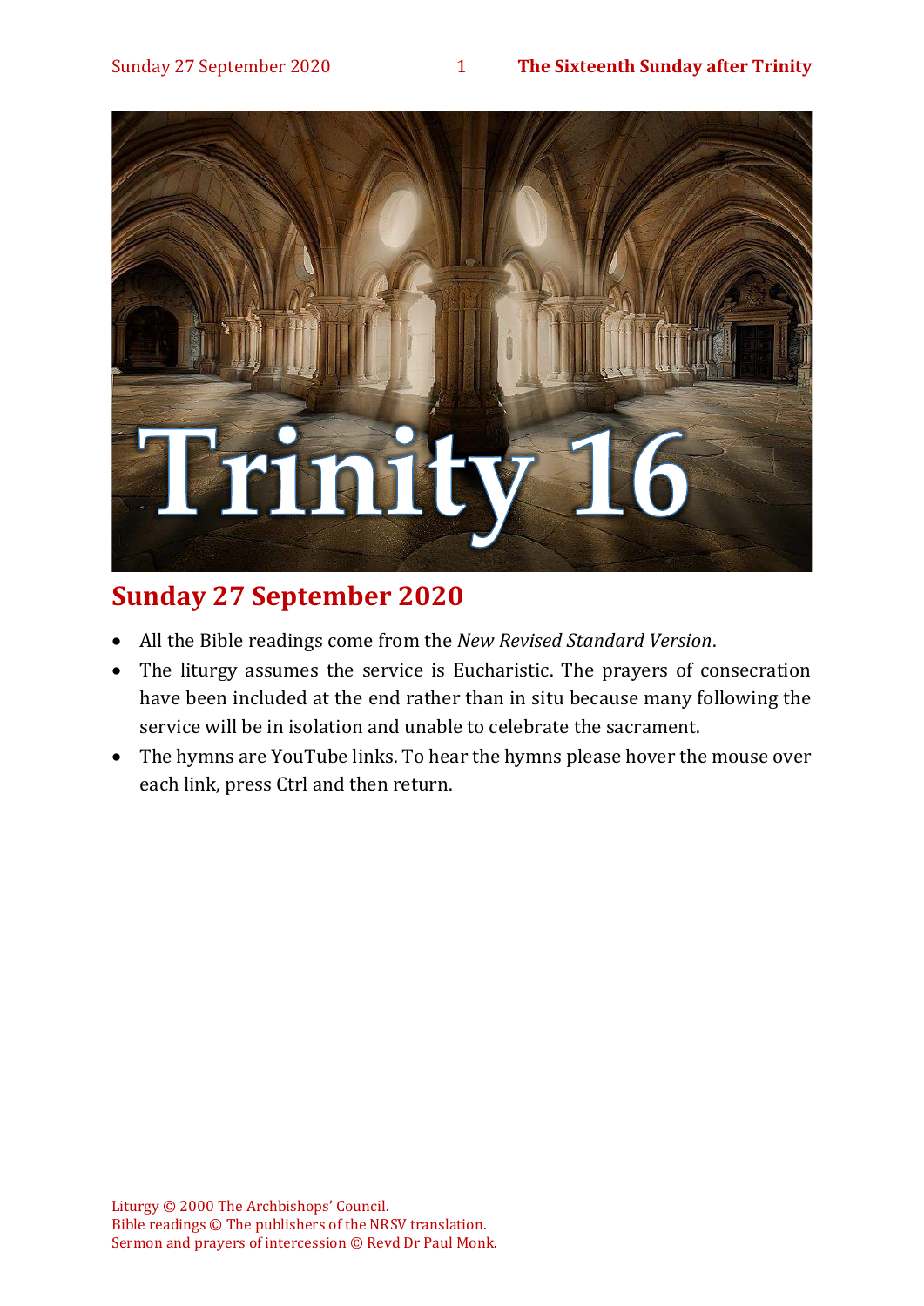# Trinity 16

## Sunday 27 September 2020

- All the Bible readings come from the *New Revised Standard Version*.
- The liturgy assumes the service is Eucharistic. The prayers of consecration have been included at the end rather than in situ because many following the service will be in isolation and unable to celebrate the sacrament.
- The hymns are YouTube links. To hear the hymns please hover the mouse over each link, press Ctrl and then return.

Liturgy © 2000 The Archbishops' Council.
Bible readings © The publishers of the NRSV translation.
Sermon and prayers of intercession © Revd Dr Paul Monk.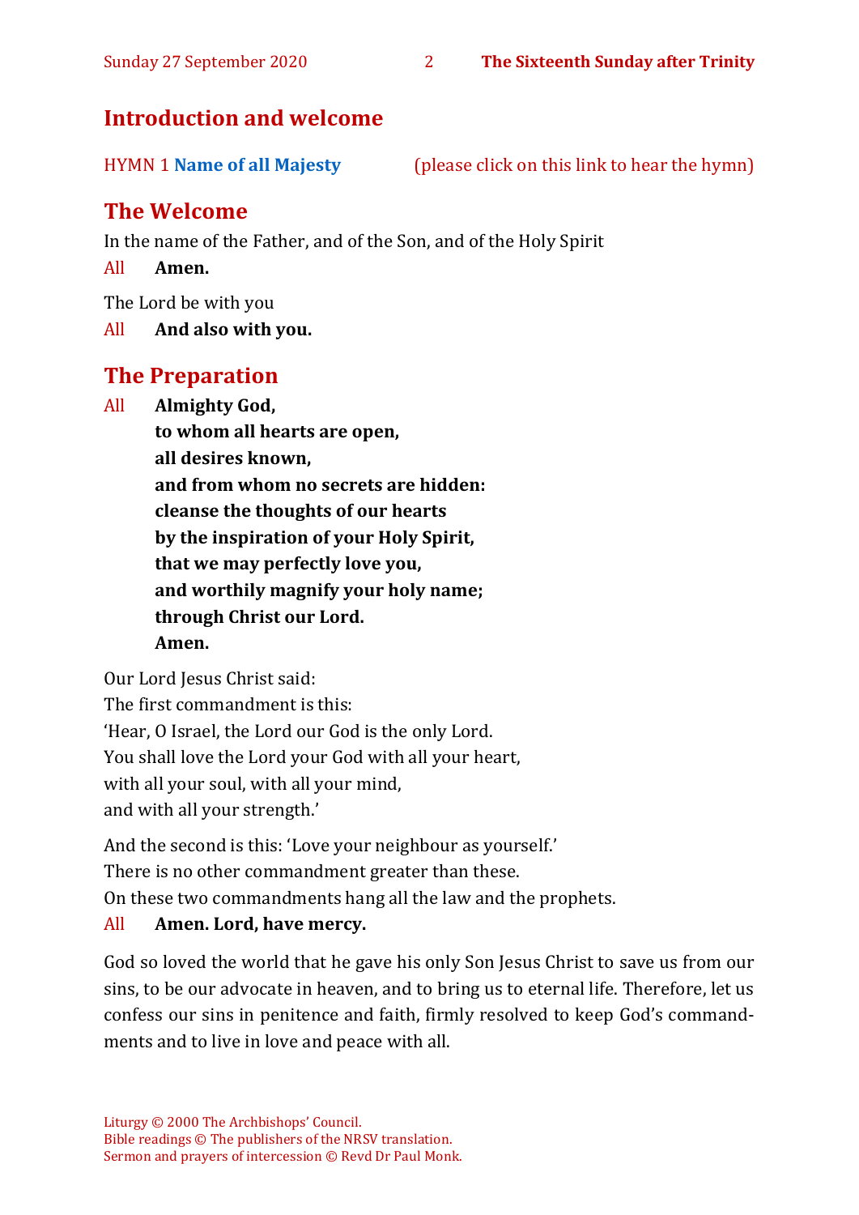## Introduction and welcome

HYMN 1 **Name of all Majesty** (please click on this link to hear the hymn)

## The Welcome

In the name of the Father, and of the Son, and of the Holy Spirit

All **Amen.**

The Lord be with you

All **And also with you.**

## The Preparation

All **Almighty God,**
**to whom all hearts are open,**
**all desires known,**
**and from whom no secrets are hidden:**
**cleanse the thoughts of our hearts**
**by the inspiration of your Holy Spirit,**
**that we may perfectly love you,**
**and worthily magnify your holy name;**
**through Christ our Lord.**
**Amen.**

Our Lord Jesus Christ said:
The first commandment is this:
'Hear, O Israel, the Lord our God is the only Lord.
You shall love the Lord your God with all your heart,
with all your soul, with all your mind,
and with all your strength.'

And the second is this: 'Love your neighbour as yourself.'
There is no other commandment greater than these.
On these two commandments hang all the law and the prophets.

All **Amen. Lord, have mercy.**

God so loved the world that he gave his only Son Jesus Christ to save us from our sins, to be our advocate in heaven, and to bring us to eternal life. Therefore, let us confess our sins in penitence and faith, firmly resolved to keep God's commandments and to live in love and peace with all.

Liturgy © 2000 The Archbishops' Council.
Bible readings © The publishers of the NRSV translation.
Sermon and prayers of intercession © Revd Dr Paul Monk.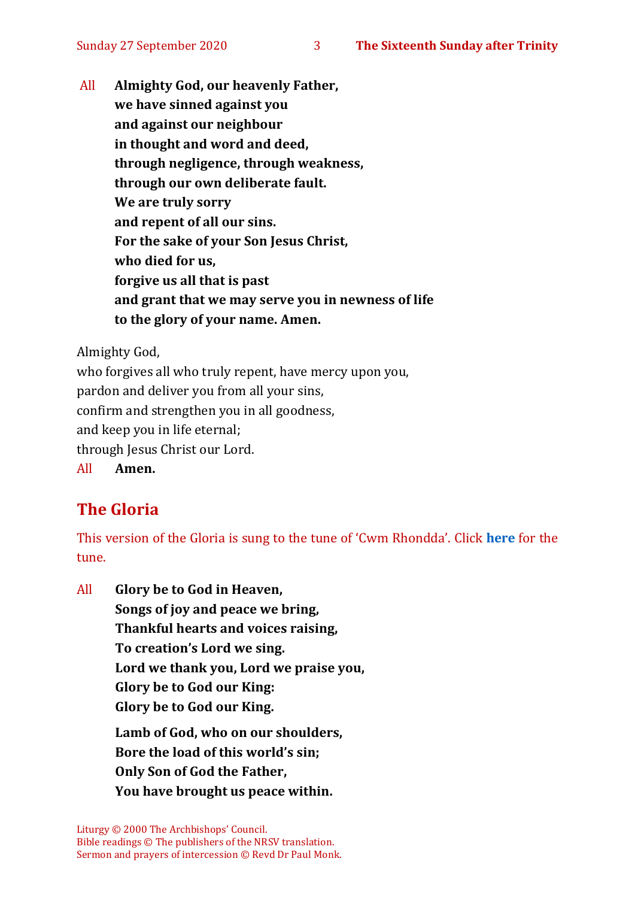All **Almighty God, our heavenly Father,**
**we have sinned against you**
**and against our neighbour**
**in thought and word and deed,**
**through negligence, through weakness,**
**through our own deliberate fault.**
**We are truly sorry**
**and repent of all our sins.**
**For the sake of your Son Jesus Christ,**
**who died for us,**
**forgive us all that is past**
**and grant that we may serve you in newness of life**
**to the glory of your name. Amen.**

Almighty God,
who forgives all who truly repent, have mercy upon you,
pardon and deliver you from all your sins,
confirm and strengthen you in all goodness,
and keep you in life eternal;
through Jesus Christ our Lord.
All **Amen.**

## The Gloria

This version of the Gloria is sung to the tune of 'Cwm Rhondda'. Click **here** for the tune.

All **Glory be to God in Heaven,**
**Songs of joy and peace we bring,**
**Thankful hearts and voices raising,**
**To creation's Lord we sing.**
**Lord we thank you, Lord we praise you,**
**Glory be to God our King:**
**Glory be to God our King.**

**Lamb of God, who on our shoulders,**
**Bore the load of this world's sin;**
**Only Son of God the Father,**
**You have brought us peace within.**

Liturgy © 2000 The Archbishops' Council.
Bible readings © The publishers of the NRSV translation.
Sermon and prayers of intercession © Revd Dr Paul Monk.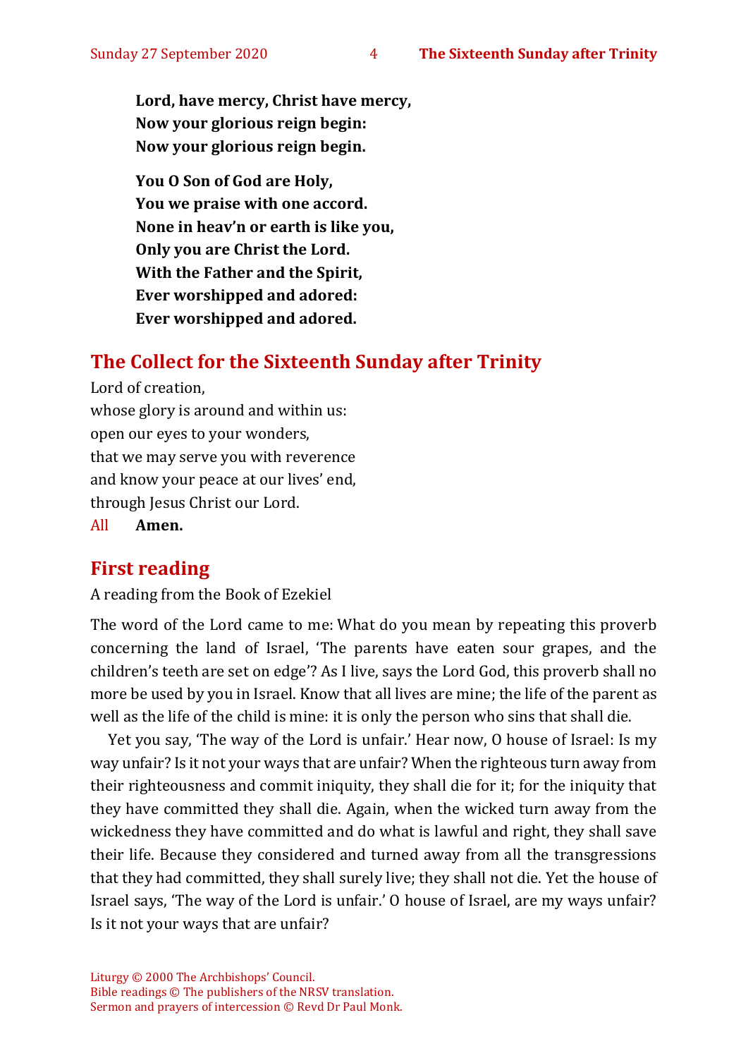**Lord, have mercy, Christ have mercy,**
**Now your glorious reign begin:**
**Now your glorious reign begin.**

**You O Son of God are Holy,**
**You we praise with one accord.**
**None in heav'n or earth is like you,**
**Only you are Christ the Lord.**
**With the Father and the Spirit,**
**Ever worshipped and adored:**
**Ever worshipped and adored.**

## The Collect for the Sixteenth Sunday after Trinity

Lord of creation,
whose glory is around and within us:
open our eyes to your wonders,
that we may serve you with reverence
and know your peace at our lives' end,
through Jesus Christ our Lord.
All **Amen.**

## First reading

A reading from the Book of Ezekiel

The word of the Lord came to me: What do you mean by repeating this proverb concerning the land of Israel, 'The parents have eaten sour grapes, and the children's teeth are set on edge'? As I live, says the Lord God, this proverb shall no more be used by you in Israel. Know that all lives are mine; the life of the parent as well as the life of the child is mine: it is only the person who sins that shall die.

Yet you say, 'The way of the Lord is unfair.' Hear now, O house of Israel: Is my way unfair? Is it not your ways that are unfair? When the righteous turn away from their righteousness and commit iniquity, they shall die for it; for the iniquity that they have committed they shall die. Again, when the wicked turn away from the wickedness they have committed and do what is lawful and right, they shall save their life. Because they considered and turned away from all the transgressions that they had committed, they shall surely live; they shall not die. Yet the house of Israel says, 'The way of the Lord is unfair.' O house of Israel, are my ways unfair? Is it not your ways that are unfair?

Liturgy © 2000 The Archbishops' Council.
Bible readings © The publishers of the NRSV translation.
Sermon and prayers of intercession © Revd Dr Paul Monk.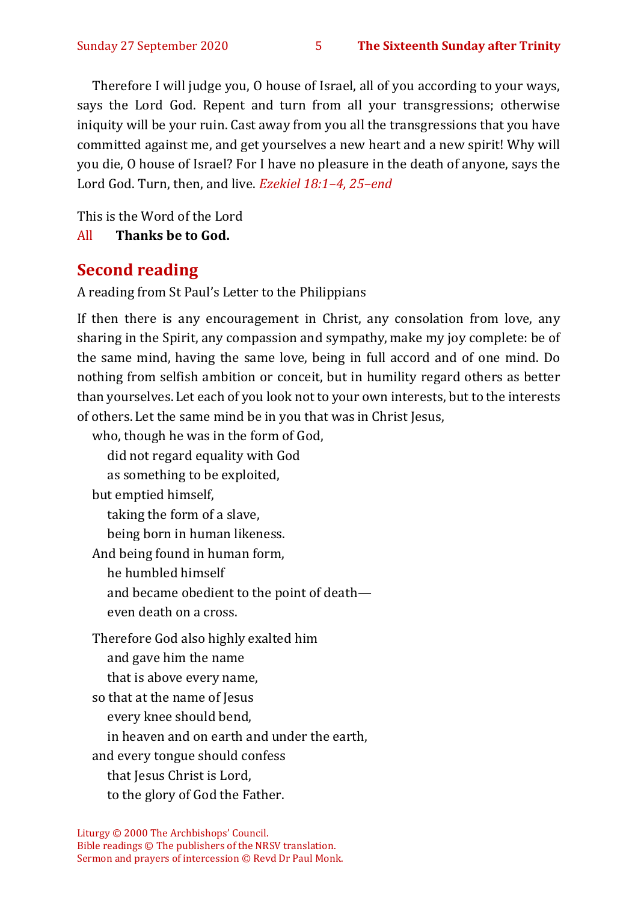Therefore I will judge you, O house of Israel, all of you according to your ways, says the Lord God. Repent and turn from all your transgressions; otherwise iniquity will be your ruin. Cast away from you all the transgressions that you have committed against me, and get yourselves a new heart and a new spirit! Why will you die, O house of Israel? For I have no pleasure in the death of anyone, says the Lord God. Turn, then, and live. *Ezekiel 18:1–4, 25–end*

This is the Word of the Lord
All **Thanks be to God.**

## Second reading

A reading from St Paul's Letter to the Philippians

If then there is any encouragement in Christ, any consolation from love, any sharing in the Spirit, any compassion and sympathy, make my joy complete: be of the same mind, having the same love, being in full accord and of one mind. Do nothing from selfish ambition or conceit, but in humility regard others as better than yourselves. Let each of you look not to your own interests, but to the interests of others. Let the same mind be in you that was in Christ Jesus,

who, though he was in the form of God,
did not regard equality with God
as something to be exploited,
but emptied himself,
taking the form of a slave,
being born in human likeness.
And being found in human form,
he humbled himself
and became obedient to the point of death—
even death on a cross.

Therefore God also highly exalted him
and gave him the name
that is above every name,
so that at the name of Jesus
every knee should bend,
in heaven and on earth and under the earth,
and every tongue should confess
that Jesus Christ is Lord,
to the glory of God the Father.

Liturgy © 2000 The Archbishops' Council.
Bible readings © The publishers of the NRSV translation.
Sermon and prayers of intercession © Revd Dr Paul Monk.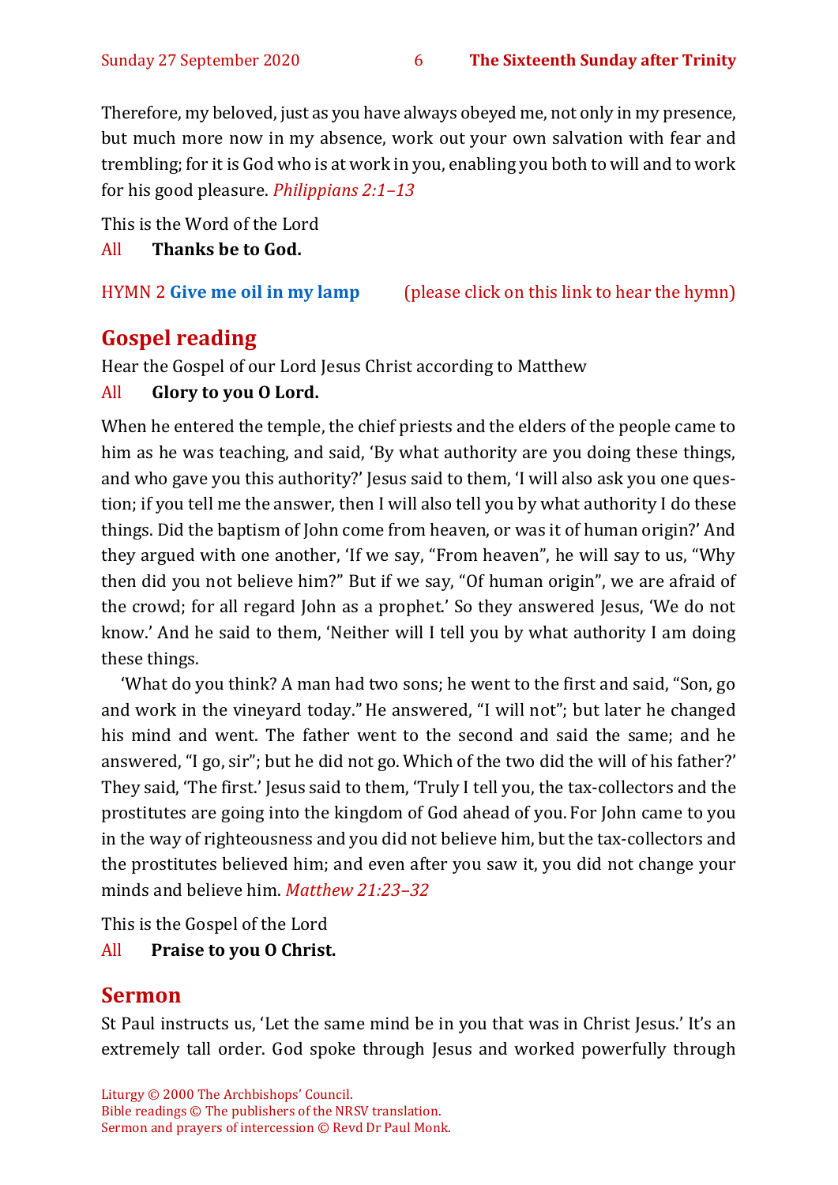Therefore, my beloved, just as you have always obeyed me, not only in my presence, but much more now in my absence, work out your own salvation with fear and trembling; for it is God who is at work in you, enabling you both to will and to work for his good pleasure. *Philippians 2:1–13*

This is the Word of the Lord

All **Thanks be to God.**

HYMN 2 **Give me oil in my lamp** (please click on this link to hear the hymn)

## Gospel reading

Hear the Gospel of our Lord Jesus Christ according to Matthew

All **Glory to you O Lord.**

When he entered the temple, the chief priests and the elders of the people came to him as he was teaching, and said, 'By what authority are you doing these things, and who gave you this authority?' Jesus said to them, 'I will also ask you one question; if you tell me the answer, then I will also tell you by what authority I do these things. Did the baptism of John come from heaven, or was it of human origin?' And they argued with one another, 'If we say, "From heaven", he will say to us, "Why then did you not believe him?" But if we say, "Of human origin", we are afraid of the crowd; for all regard John as a prophet.' So they answered Jesus, 'We do not know.' And he said to them, 'Neither will I tell you by what authority I am doing these things.

'What do you think? A man had two sons; he went to the first and said, "Son, go and work in the vineyard today." He answered, "I will not"; but later he changed his mind and went. The father went to the second and said the same; and he answered, "I go, sir"; but he did not go. Which of the two did the will of his father?' They said, 'The first.' Jesus said to them, 'Truly I tell you, the tax-collectors and the prostitutes are going into the kingdom of God ahead of you. For John came to you in the way of righteousness and you did not believe him, but the tax-collectors and the prostitutes believed him; and even after you saw it, you did not change your minds and believe him. *Matthew 21:23–32*

This is the Gospel of the Lord

All **Praise to you O Christ.**

## Sermon

St Paul instructs us, 'Let the same mind be in you that was in Christ Jesus.' It's an extremely tall order. God spoke through Jesus and worked powerfully through

Liturgy © 2000 The Archbishops' Council.
Bible readings © The publishers of the NRSV translation.
Sermon and prayers of intercession © Revd Dr Paul Monk.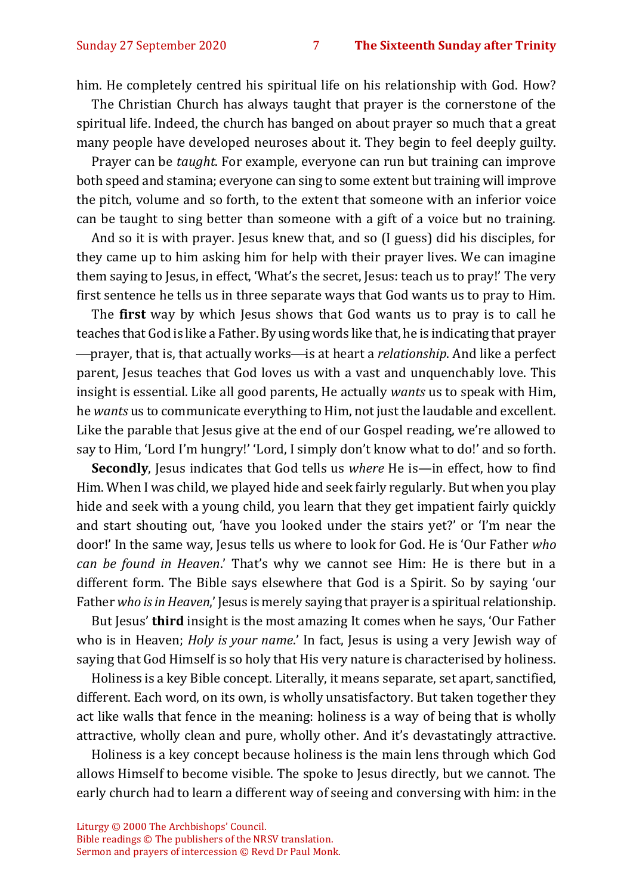him. He completely centred his spiritual life on his relationship with God. How?

The Christian Church has always taught that prayer is the cornerstone of the spiritual life. Indeed, the church has banged on about prayer so much that a great many people have developed neuroses about it. They begin to feel deeply guilty.

Prayer can be *taught*. For example, everyone can run but training can improve both speed and stamina; everyone can sing to some extent but training will improve the pitch, volume and so forth, to the extent that someone with an inferior voice can be taught to sing better than someone with a gift of a voice but no training.

And so it is with prayer. Jesus knew that, and so (I guess) did his disciples, for they came up to him asking him for help with their prayer lives. We can imagine them saying to Jesus, in effect, 'What's the secret, Jesus: teach us to pray!' The very first sentence he tells us in three separate ways that God wants us to pray to Him.

The **first** way by which Jesus shows that God wants us to pray is to call he teaches that God is like a Father. By using words like that, he is indicating that prayer —prayer, that is, that actually works—is at heart a *relationship*. And like a perfect parent, Jesus teaches that God loves us with a vast and unquenchably love. This insight is essential. Like all good parents, He actually *wants* us to speak with Him, he *wants* us to communicate everything to Him, not just the laudable and excellent. Like the parable that Jesus give at the end of our Gospel reading, we're allowed to say to Him, 'Lord I'm hungry!' 'Lord, I simply don't know what to do!' and so forth.

**Secondly**, Jesus indicates that God tells us *where* He is—in effect, how to find Him. When I was child, we played hide and seek fairly regularly. But when you play hide and seek with a young child, you learn that they get impatient fairly quickly and start shouting out, 'have you looked under the stairs yet?' or 'I'm near the door!' In the same way, Jesus tells us where to look for God. He is 'Our Father *who can be found in Heaven*.' That's why we cannot see Him: He is there but in a different form. The Bible says elsewhere that God is a Spirit. So by saying 'our Father *who is in Heaven*,' Jesus is merely saying that prayer is a spiritual relationship.

But Jesus' **third** insight is the most amazing It comes when he says, 'Our Father who is in Heaven; *Holy is your name*.' In fact, Jesus is using a very Jewish way of saying that God Himself is so holy that His very nature is characterised by holiness.

Holiness is a key Bible concept. Literally, it means separate, set apart, sanctified, different. Each word, on its own, is wholly unsatisfactory. But taken together they act like walls that fence in the meaning: holiness is a way of being that is wholly attractive, wholly clean and pure, wholly other. And it's devastatingly attractive.

Holiness is a key concept because holiness is the main lens through which God allows Himself to become visible. The spoke to Jesus directly, but we cannot. The early church had to learn a different way of seeing and conversing with him: in the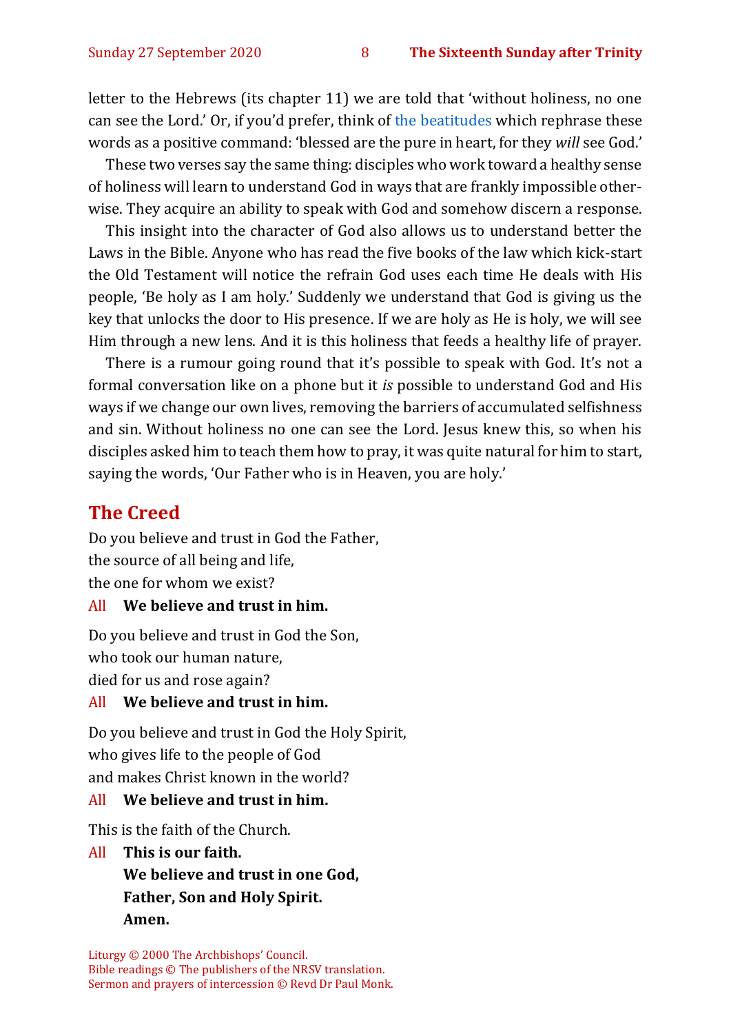letter to the Hebrews (its chapter 11) we are told that 'without holiness, no one can see the Lord.' Or, if you'd prefer, think of the beatitudes which rephrase these words as a positive command: 'blessed are the pure in heart, for they *will* see God.'

These two verses say the same thing: disciples who work toward a healthy sense of holiness will learn to understand God in ways that are frankly impossible otherwise. They acquire an ability to speak with God and somehow discern a response.

This insight into the character of God also allows us to understand better the Laws in the Bible. Anyone who has read the five books of the law which kick-start the Old Testament will notice the refrain God uses each time He deals with His people, 'Be holy as I am holy.' Suddenly we understand that God is giving us the key that unlocks the door to His presence. If we are holy as He is holy, we will see Him through a new lens. And it is this holiness that feeds a healthy life of prayer.

There is a rumour going round that it's possible to speak with God. It's not a formal conversation like on a phone but it *is* possible to understand God and His ways if we change our own lives, removing the barriers of accumulated selfishness and sin. Without holiness no one can see the Lord. Jesus knew this, so when his disciples asked him to teach them how to pray, it was quite natural for him to start, saying the words, 'Our Father who is in Heaven, you are holy.'

## The Creed

Do you believe and trust in God the Father,
the source of all being and life,
the one for whom we exist?

All **We believe and trust in him.**

Do you believe and trust in God the Son,
who took our human nature,
died for us and rose again?

All **We believe and trust in him.**

Do you believe and trust in God the Holy Spirit,
who gives life to the people of God
and makes Christ known in the world?

All **We believe and trust in him.**

This is the faith of the Church.

All **This is our faith.**
**We believe and trust in one God,**
**Father, Son and Holy Spirit.**
**Amen.**

Liturgy © 2000 The Archbishops' Council.
Bible readings © The publishers of the NRSV translation.
Sermon and prayers of intercession © Revd Dr Paul Monk.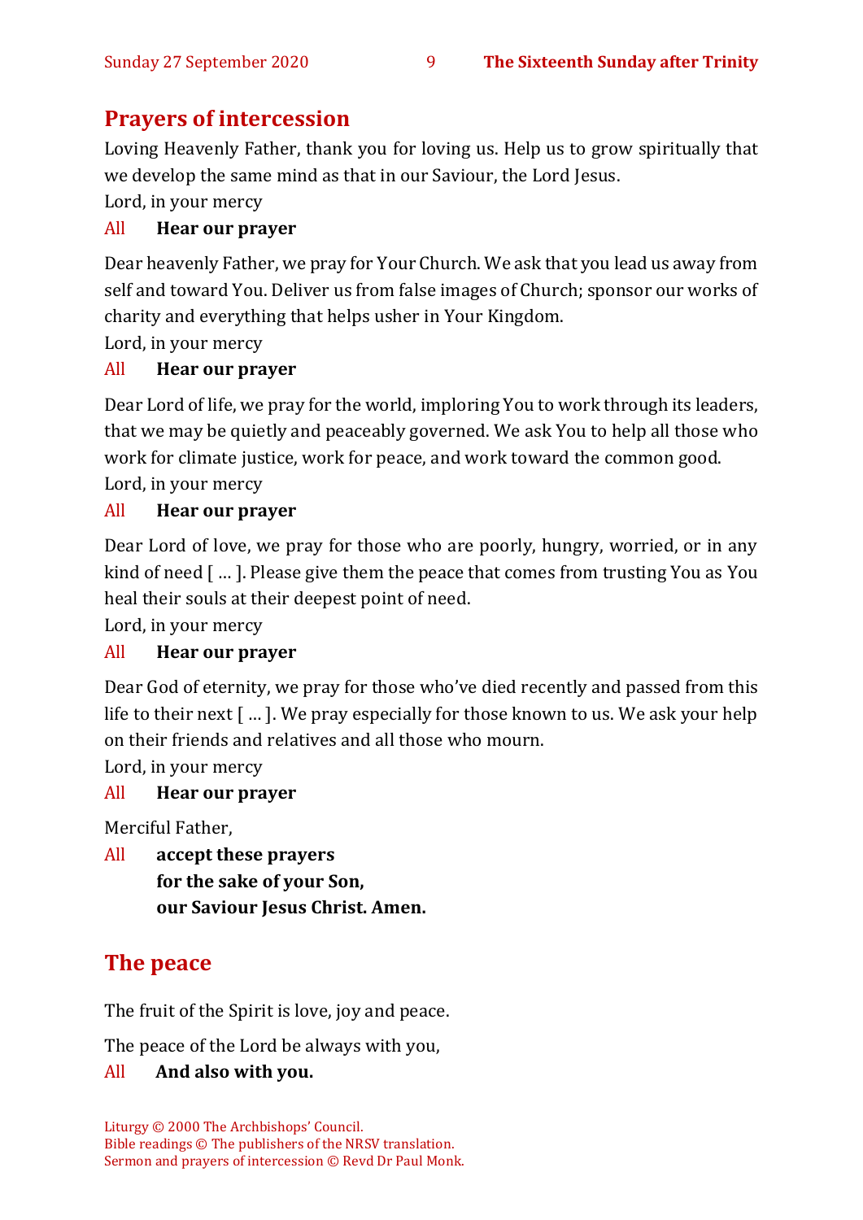## Prayers of intercession

Loving Heavenly Father, thank you for loving us. Help us to grow spiritually that we develop the same mind as that in our Saviour, the Lord Jesus.

Lord, in your mercy

All **Hear our prayer**

Dear heavenly Father, we pray for Your Church. We ask that you lead us away from self and toward You. Deliver us from false images of Church; sponsor our works of charity and everything that helps usher in Your Kingdom.

Lord, in your mercy

All **Hear our prayer**

Dear Lord of life, we pray for the world, imploring You to work through its leaders, that we may be quietly and peaceably governed. We ask You to help all those who work for climate justice, work for peace, and work toward the common good.

Lord, in your mercy

All **Hear our prayer**

Dear Lord of love, we pray for those who are poorly, hungry, worried, or in any kind of need [ … ]. Please give them the peace that comes from trusting You as You heal their souls at their deepest point of need.

Lord, in your mercy

All **Hear our prayer**

Dear God of eternity, we pray for those who've died recently and passed from this life to their next [ … ]. We pray especially for those known to us. We ask your help on their friends and relatives and all those who mourn.

Lord, in your mercy

All **Hear our prayer**

Merciful Father,

All **accept these prayers**
**for the sake of your Son,**
**our Saviour Jesus Christ. Amen.**

## The peace

The fruit of the Spirit is love, joy and peace.

The peace of the Lord be always with you,

All **And also with you.**

Liturgy © 2000 The Archbishops' Council.
Bible readings © The publishers of the NRSV translation.
Sermon and prayers of intercession © Revd Dr Paul Monk.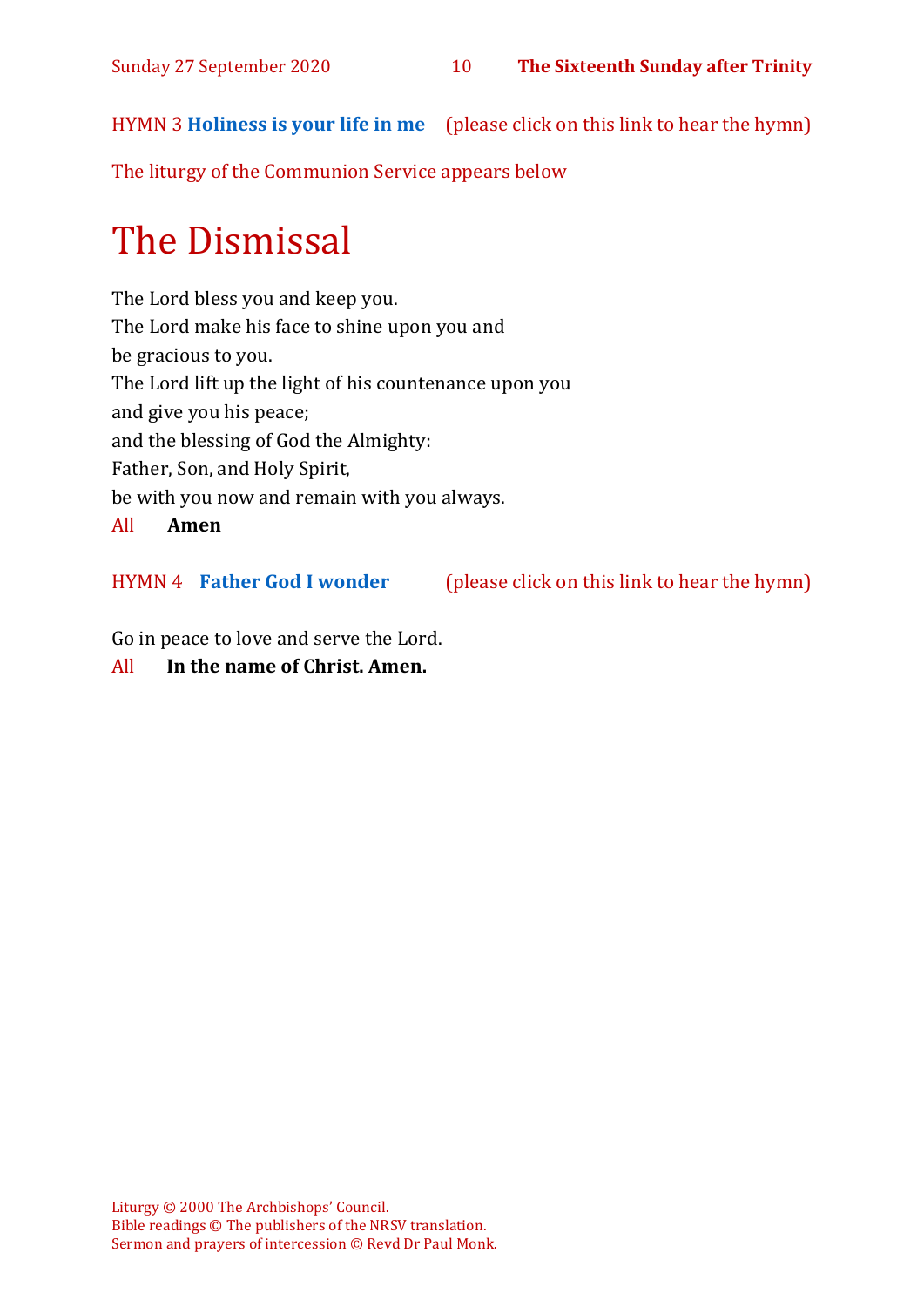HYMN 3 **Holiness is your life in me** (please click on this link to hear the hymn)

The liturgy of the Communion Service appears below

# The Dismissal

The Lord bless you and keep you.
The Lord make his face to shine upon you and
be gracious to you.
The Lord lift up the light of his countenance upon you
and give you his peace;
and the blessing of God the Almighty:
Father, Son, and Holy Spirit,
be with you now and remain with you always.

All **Amen**

HYMN 4 **Father God I wonder** (please click on this link to hear the hymn)

Go in peace to love and serve the Lord.

All **In the name of Christ. Amen.**

Liturgy © 2000 The Archbishops' Council.
Bible readings © The publishers of the NRSV translation.
Sermon and prayers of intercession © Revd Dr Paul Monk.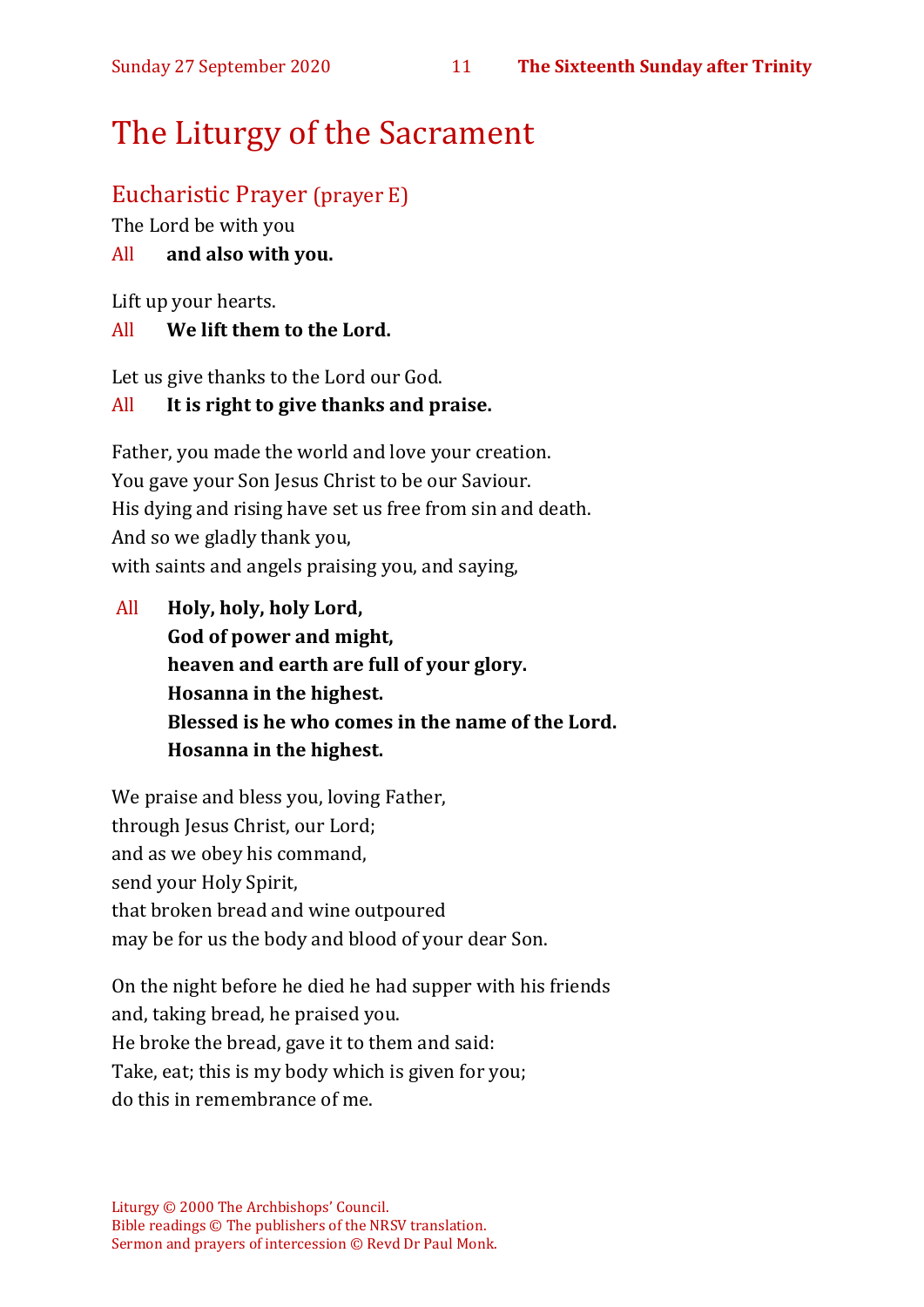# The Liturgy of the Sacrament

## Eucharistic Prayer (prayer E)

The Lord be with you

All **and also with you.**

Lift up your hearts.

All **We lift them to the Lord.**

Let us give thanks to the Lord our God.

All **It is right to give thanks and praise.**

Father, you made the world and love your creation.
You gave your Son Jesus Christ to be our Saviour.
His dying and rising have set us free from sin and death.
And so we gladly thank you,
with saints and angels praising you, and saying,

All **Holy, holy, holy Lord,**
**God of power and might,**
**heaven and earth are full of your glory.**
**Hosanna in the highest.**
**Blessed is he who comes in the name of the Lord.**
**Hosanna in the highest.**

We praise and bless you, loving Father,
through Jesus Christ, our Lord;
and as we obey his command,
send your Holy Spirit,
that broken bread and wine outpoured
may be for us the body and blood of your dear Son.

On the night before he died he had supper with his friends
and, taking bread, he praised you.
He broke the bread, gave it to them and said:
Take, eat; this is my body which is given for you;
do this in remembrance of me.

Liturgy © 2000 The Archbishops' Council.
Bible readings © The publishers of the NRSV translation.
Sermon and prayers of intercession © Revd Dr Paul Monk.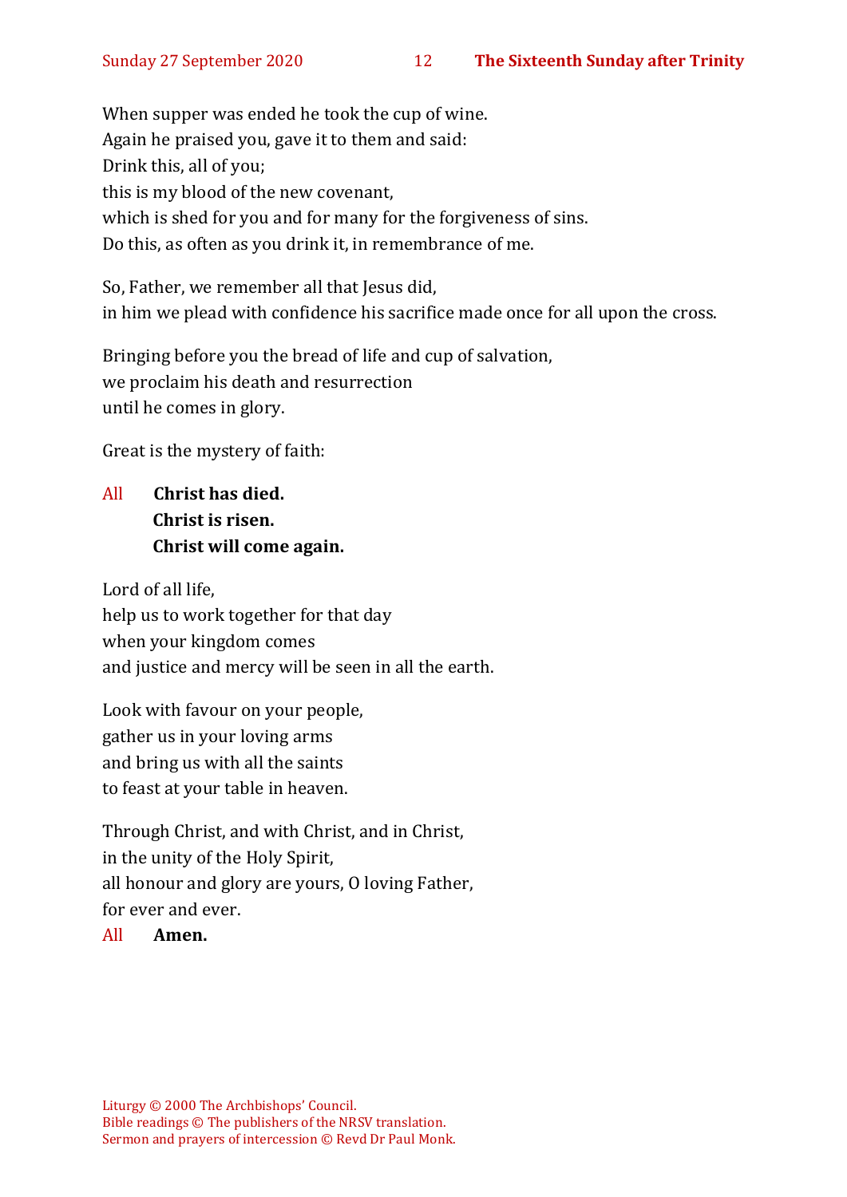When supper was ended he took the cup of wine.
Again he praised you, gave it to them and said:
Drink this, all of you;
this is my blood of the new covenant,
which is shed for you and for many for the forgiveness of sins.
Do this, as often as you drink it, in remembrance of me.

So, Father, we remember all that Jesus did,
in him we plead with confidence his sacrifice made once for all upon the cross.

Bringing before you the bread of life and cup of salvation,
we proclaim his death and resurrection
until he comes in glory.

Great is the mystery of faith:

All **Christ has died.**
**Christ is risen.**
**Christ will come again.**

Lord of all life,
help us to work together for that day
when your kingdom comes
and justice and mercy will be seen in all the earth.

Look with favour on your people,
gather us in your loving arms
and bring us with all the saints
to feast at your table in heaven.

Through Christ, and with Christ, and in Christ,
in the unity of the Holy Spirit,
all honour and glory are yours, O loving Father,
for ever and ever.

All **Amen.**

Liturgy © 2000 The Archbishops' Council.
Bible readings © The publishers of the NRSV translation.
Sermon and prayers of intercession © Revd Dr Paul Monk.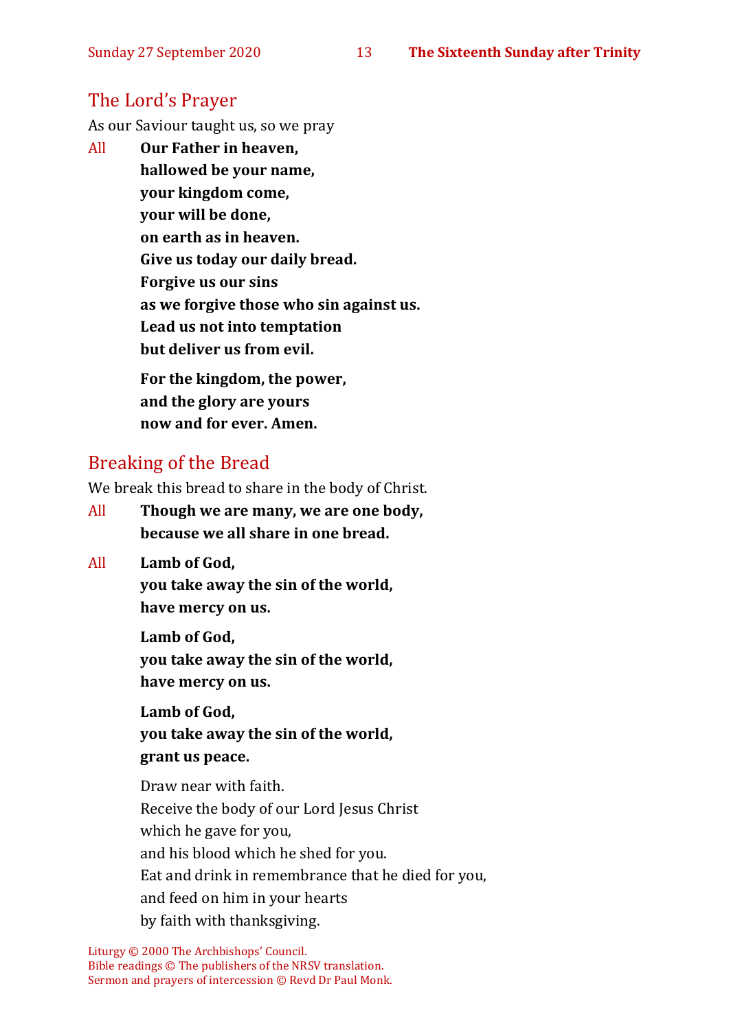## The Lord's Prayer

As our Saviour taught us, so we pray

All **Our Father in heaven,**
**hallowed be your name,**
**your kingdom come,**
**your will be done,**
**on earth as in heaven.**
**Give us today our daily bread.**
**Forgive us our sins**
**as we forgive those who sin against us.**
**Lead us not into temptation**
**but deliver us from evil.**

**For the kingdom, the power,**
**and the glory are yours**
**now and for ever. Amen.**

## Breaking of the Bread

We break this bread to share in the body of Christ.

All **Though we are many, we are one body,**
**because we all share in one bread.**

All **Lamb of God,**
**you take away the sin of the world,**
**have mercy on us.**

**Lamb of God,**
**you take away the sin of the world,**
**have mercy on us.**

**Lamb of God,**
**you take away the sin of the world,**
**grant us peace.**

Draw near with faith.
Receive the body of our Lord Jesus Christ
which he gave for you,
and his blood which he shed for you.
Eat and drink in remembrance that he died for you,
and feed on him in your hearts
by faith with thanksgiving.

Liturgy © 2000 The Archbishops' Council.
Bible readings © The publishers of the NRSV translation.
Sermon and prayers of intercession © Revd Dr Paul Monk.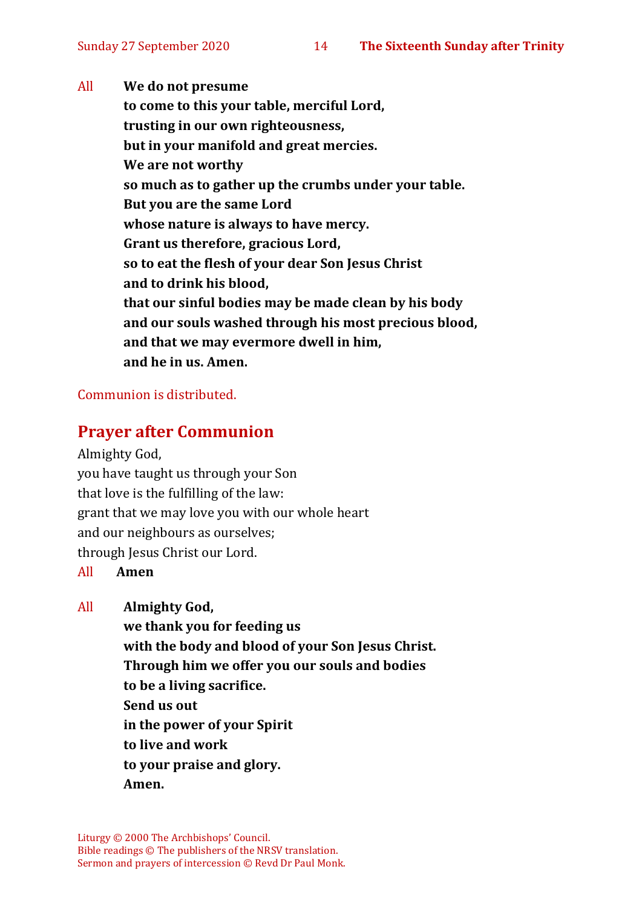All **We do not presume**
**to come to this your table, merciful Lord,**
**trusting in our own righteousness,**
**but in your manifold and great mercies.**
**We are not worthy**
**so much as to gather up the crumbs under your table.**
**But you are the same Lord**
**whose nature is always to have mercy.**
**Grant us therefore, gracious Lord,**
**so to eat the flesh of your dear Son Jesus Christ**
**and to drink his blood,**
**that our sinful bodies may be made clean by his body**
**and our souls washed through his most precious blood,**
**and that we may evermore dwell in him,**
**and he in us. Amen.**

Communion is distributed.

## Prayer after Communion

Almighty God,
you have taught us through your Son
that love is the fulfilling of the law:
grant that we may love you with our whole heart
and our neighbours as ourselves;
through Jesus Christ our Lord.

All **Amen**

All **Almighty God,**
**we thank you for feeding us**
**with the body and blood of your Son Jesus Christ.**
**Through him we offer you our souls and bodies**
**to be a living sacrifice.**
**Send us out**
**in the power of your Spirit**
**to live and work**
**to your praise and glory.**
**Amen.**

Liturgy © 2000 The Archbishops' Council.
Bible readings © The publishers of the NRSV translation.
Sermon and prayers of intercession © Revd Dr Paul Monk.